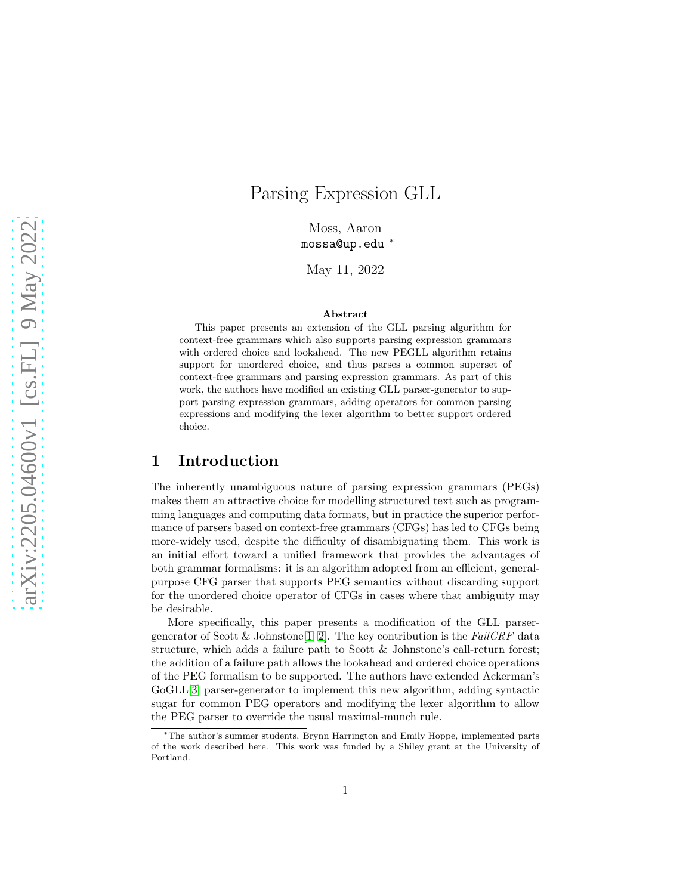# Parsing Expression GLL

Moss, Aaron
mossa@up.edu *

May 11, 2022

**Abstract**

This paper presents an extension of the GLL parsing algorithm for context-free grammars which also supports parsing expression grammars with ordered choice and lookahead. The new PEGLL algorithm retains support for unordered choice, and thus parses a common superset of context-free grammars and parsing expression grammars. As part of this work, the authors have modified an existing GLL parser-generator to support parsing expression grammars, adding operators for common parsing expressions and modifying the lexer algorithm to better support ordered choice.

## 1 Introduction

The inherently unambiguous nature of parsing expression grammars (PEGs) makes them an attractive choice for modelling structured text such as programming languages and computing data formats, but in practice the superior performance of parsers based on context-free grammars (CFGs) has led to CFGs being more-widely used, despite the difficulty of disambiguating them. This work is an initial effort toward a unified framework that provides the advantages of both grammar formalisms: it is an algorithm adopted from an efficient, general-purpose CFG parser that supports PEG semantics without discarding support for the unordered choice operator of CFGs in cases where that ambiguity may be desirable.

More specifically, this paper presents a modification of the GLL parser-generator of Scott & Johnstone[1, 2]. The key contribution is the *FailCRF* data structure, which adds a failure path to Scott & Johnstone's call-return forest; the addition of a failure path allows the lookahead and ordered choice operations of the PEG formalism to be supported. The authors have extended Ackerman's GoGLL[3] parser-generator to implement this new algorithm, adding syntactic sugar for common PEG operators and modifying the lexer algorithm to allow the PEG parser to override the usual maximal-munch rule.

*The author's summer students, Brynn Harrington and Emily Hoppe, implemented parts of the work described here. This work was funded by a Shiley grant at the University of Portland.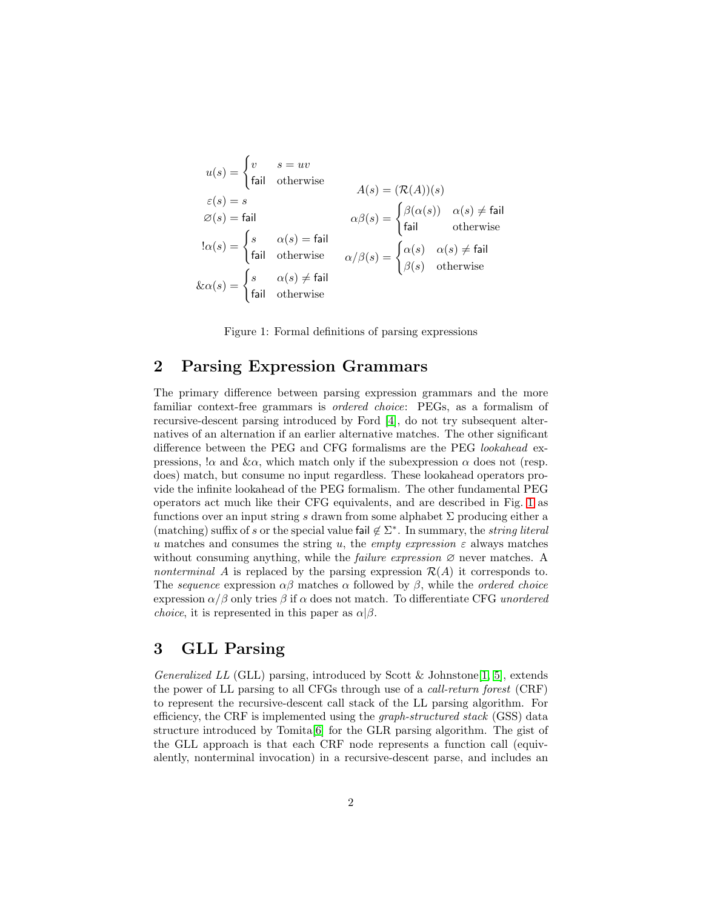$$u(s) = \begin{cases} v & s = uv \\ \mathsf{fail} & \text{otherwise} \end{cases}$$

$$\varepsilon(s) = s$$

$$\varnothing(s) = \mathsf{fail}$$

$$!\alpha(s) = \begin{cases} s & \alpha(s) = \mathsf{fail} \\ \mathsf{fail} & \text{otherwise} \end{cases}$$

$$\&\alpha(s) = \begin{cases} s & \alpha(s) \neq \mathsf{fail} \\ \mathsf{fail} & \text{otherwise} \end{cases}$$

$$A(s) = (\mathcal{R}(A))(s)$$

$$\alpha\beta(s) = \begin{cases} \beta(\alpha(s)) & \alpha(s) \neq \mathsf{fail} \\ \mathsf{fail} & \text{otherwise} \end{cases}$$

$$\alpha/\beta(s) = \begin{cases} \alpha(s) & \alpha(s) \neq \mathsf{fail} \\ \beta(s) & \text{otherwise} \end{cases}$$

Figure 1: Formal definitions of parsing expressions

## 2 Parsing Expression Grammars

The primary difference between parsing expression grammars and the more familiar context-free grammars is *ordered choice*: PEGs, as a formalism of recursive-descent parsing introduced by Ford [4], do not try subsequent alternatives of an alternation if an earlier alternative matches. The other significant difference between the PEG and CFG formalisms are the PEG *lookahead* expressions, $!\alpha$ and $\&\alpha$, which match only if the subexpression $\alpha$ does not (resp. does) match, but consume no input regardless. These lookahead operators provide the infinite lookahead of the PEG formalism. The other fundamental PEG operators act much like their CFG equivalents, and are described in Fig. 1 as functions over an input string $s$ drawn from some alphabet $\Sigma$ producing either a (matching) suffix of $s$ or the special value $\mathsf{fail} \notin \Sigma^*$. In summary, the *string literal* $u$ matches and consumes the string $u$, the *empty expression* $\varepsilon$ always matches without consuming anything, while the *failure expression* $\varnothing$ never matches. A *nonterminal* $A$ is replaced by the parsing expression $\mathcal{R}(A)$ it corresponds to. The *sequence* expression $\alpha\beta$ matches $\alpha$ followed by $\beta$, while the *ordered choice* expression $\alpha/\beta$ only tries $\beta$ if $\alpha$ does not match. To differentiate CFG *unordered choice*, it is represented in this paper as $\alpha|\beta$.

## 3 GLL Parsing

*Generalized LL* (GLL) parsing, introduced by Scott & Johnstone[1, 5], extends the power of LL parsing to all CFGs through use of a *call-return forest* (CRF) to represent the recursive-descent call stack of the LL parsing algorithm. For efficiency, the CRF is implemented using the *graph-structured stack* (GSS) data structure introduced by Tomita[6] for the GLR parsing algorithm. The gist of the GLL approach is that each CRF node represents a function call (equivalently, nonterminal invocation) in a recursive-descent parse, and includes an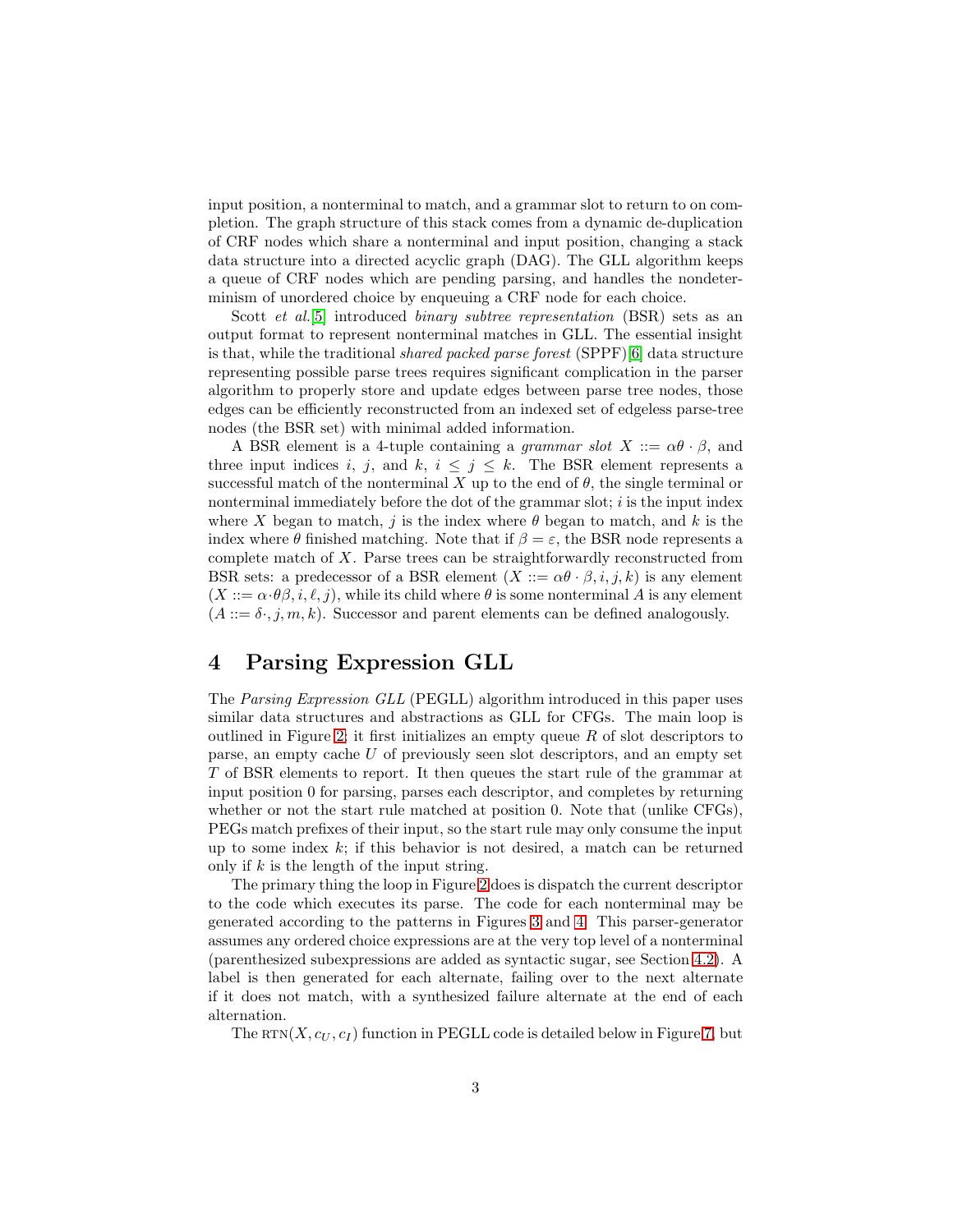input position, a nonterminal to match, and a grammar slot to return to on completion. The graph structure of this stack comes from a dynamic de-duplication of CRF nodes which share a nonterminal and input position, changing a stack data structure into a directed acyclic graph (DAG). The GLL algorithm keeps a queue of CRF nodes which are pending parsing, and handles the nondeterminism of unordered choice by enqueuing a CRF node for each choice.

Scott *et al.*[5] introduced *binary subtree representation* (BSR) sets as an output format to represent nonterminal matches in GLL. The essential insight is that, while the traditional *shared packed parse forest* (SPPF)[6] data structure representing possible parse trees requires significant complication in the parser algorithm to properly store and update edges between parse tree nodes, those edges can be efficiently reconstructed from an indexed set of edgeless parse-tree nodes (the BSR set) with minimal added information.

A BSR element is a 4-tuple containing a *grammar slot* $X ::= \alpha\theta \cdot \beta$, and three input indices $i$, $j$, and $k$, $i \leq j \leq k$. The BSR element represents a successful match of the nonterminal $X$ up to the end of $\theta$, the single terminal or nonterminal immediately before the dot of the grammar slot; $i$ is the input index where $X$ began to match, $j$ is the index where $\theta$ began to match, and $k$ is the index where $\theta$ finished matching. Note that if $\beta = \varepsilon$, the BSR node represents a complete match of $X$. Parse trees can be straightforwardly reconstructed from BSR sets: a predecessor of a BSR element $(X ::= \alpha\theta \cdot \beta, i, j, k)$ is any element $(X ::= \alpha \cdot \theta\beta, i, \ell, j)$, while its child where $\theta$ is some nonterminal $A$ is any element $(A ::= \delta\cdot, j, m, k)$. Successor and parent elements can be defined analogously.

# 4 Parsing Expression GLL

The *Parsing Expression GLL* (PEGLL) algorithm introduced in this paper uses similar data structures and abstractions as GLL for CFGs. The main loop is outlined in Figure 2; it first initializes an empty queue $R$ of slot descriptors to parse, an empty cache $U$ of previously seen slot descriptors, and an empty set $T$ of BSR elements to report. It then queues the start rule of the grammar at input position 0 for parsing, parses each descriptor, and completes by returning whether or not the start rule matched at position 0. Note that (unlike CFGs), PEGs match prefixes of their input, so the start rule may only consume the input up to some index $k$; if this behavior is not desired, a match can be returned only if $k$ is the length of the input string.

The primary thing the loop in Figure 2 does is dispatch the current descriptor to the code which executes its parse. The code for each nonterminal may be generated according to the patterns in Figures 3 and 4. This parser-generator assumes any ordered choice expressions are at the very top level of a nonterminal (parenthesized subexpressions are added as syntactic sugar, see Section 4.2). A label is then generated for each alternate, failing over to the next alternate if it does not match, with a synthesized failure alternate at the end of each alternation.

The $\text{RTN}(X, c_U, c_I)$ function in PEGLL code is detailed below in Figure 7, but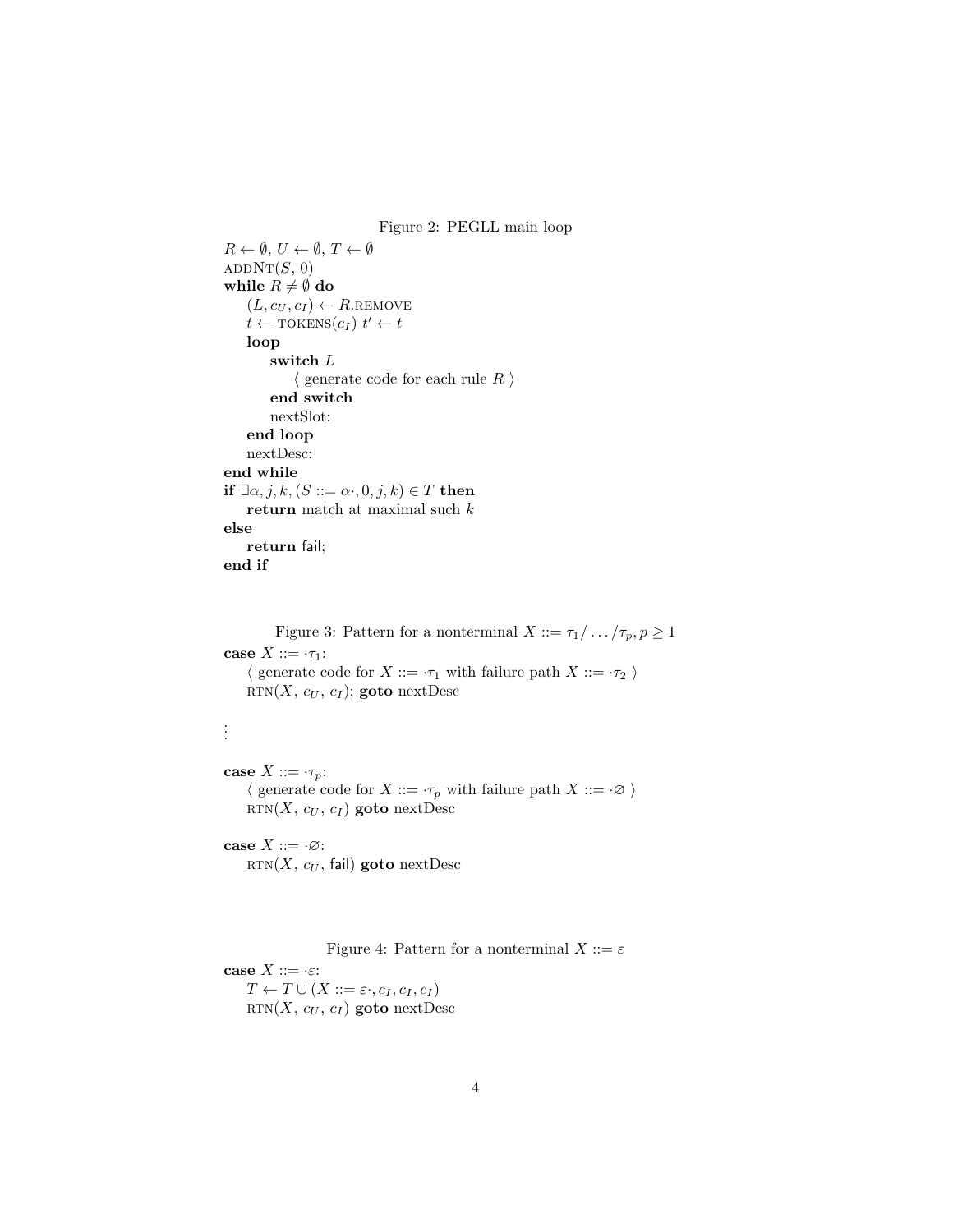Figure 2: PEGLL main loop

```
R ← ∅, U ← ∅, T ← ∅
addNt(S, 0)
while R ≠ ∅ do
    (L, c_U, c_I) ← R.remove
    t ← tokens(c_I) t′ ← t
    loop
        switch L
            ⟨ generate code for each rule R ⟩
        end switch
        nextSlot:
    end loop
    nextDesc:
end while
if ∃α, j, k, (S ::= α·, 0, j, k) ∈ T then
    return match at maximal such k
else
    return fail;
end if
```

Figure 3: Pattern for a nonterminal $X ::= \tau_1 / \dots / \tau_p, p \geq 1$

```
case X ::= ·τ_1:
    ⟨ generate code for X ::= ·τ_1 with failure path X ::= ·τ_2 ⟩
    rtn(X, c_U, c_I); goto nextDesc

⋮

case X ::= ·τ_p:
    ⟨ generate code for X ::= ·τ_p with failure path X ::= ·∅ ⟩
    rtn(X, c_U, c_I) goto nextDesc

case X ::= ·∅:
    rtn(X, c_U, fail) goto nextDesc
```

Figure 4: Pattern for a nonterminal $X ::= \varepsilon$

```
case X ::= ·ε:
    T ← T ∪ (X ::= ε·, c_I, c_I, c_I)
    rtn(X, c_U, c_I) goto nextDesc
```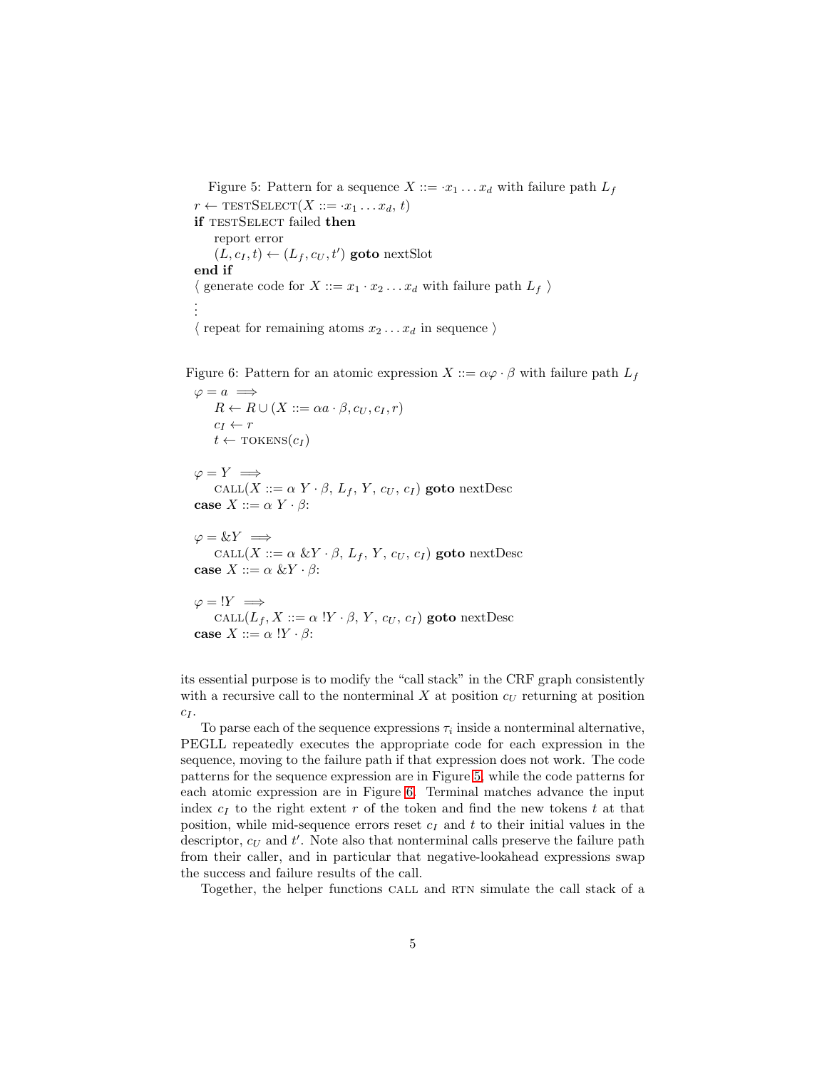Figure 5: Pattern for a sequence $X ::= \cdot x_1 \dots x_d$ with failure path $L_f$

$r \leftarrow$ TESTSELECT($X ::= \cdot x_1 \dots x_d$, $t$)
**if** TESTSELECT failed **then**
  report error
  $(L, c_I, t) \leftarrow (L_f, c_U, t')$ **goto** nextSlot
**end if**
$\langle$ generate code for $X ::= x_1 \cdot x_2 \dots x_d$ with failure path $L_f$ $\rangle$
$\vdots$
$\langle$ repeat for remaining atoms $x_2 \dots x_d$ in sequence $\rangle$

Figure 6: Pattern for an atomic expression $X ::= \alpha\varphi \cdot \beta$ with failure path $L_f$

$\varphi = a \implies$
  $R \leftarrow R \cup (X ::= \alpha a \cdot \beta, c_U, c_I, r)$
  $c_I \leftarrow r$
  $t \leftarrow$ TOKENS($c_I$)

$\varphi = Y \implies$
  CALL($X ::= \alpha\ Y \cdot \beta$, $L_f$, $Y$, $c_U$, $c_I$) **goto** nextDesc
**case** $X ::= \alpha\ Y \cdot \beta$:

$\varphi = \&Y \implies$
  CALL($X ::= \alpha\ \&Y \cdot \beta$, $L_f$, $Y$, $c_U$, $c_I$) **goto** nextDesc
**case** $X ::= \alpha\ \&Y \cdot \beta$:

$\varphi = !Y \implies$
  CALL($L_f$, $X ::= \alpha\ !Y \cdot \beta$, $Y$, $c_U$, $c_I$) **goto** nextDesc
**case** $X ::= \alpha\ !Y \cdot \beta$:

its essential purpose is to modify the "call stack" in the CRF graph consistently with a recursive call to the nonterminal $X$ at position $c_U$ returning at position $c_I$.

To parse each of the sequence expressions $\tau_i$ inside a nonterminal alternative, PEGLL repeatedly executes the appropriate code for each expression in the sequence, moving to the failure path if that expression does not work. The code patterns for the sequence expression are in Figure 5, while the code patterns for each atomic expression are in Figure 6. Terminal matches advance the input index $c_I$ to the right extent $r$ of the token and find the new tokens $t$ at that position, while mid-sequence errors reset $c_I$ and $t$ to their initial values in the descriptor, $c_U$ and $t'$. Note also that nonterminal calls preserve the failure path from their caller, and in particular that negative-lookahead expressions swap the success and failure results of the call.

Together, the helper functions CALL and RTN simulate the call stack of a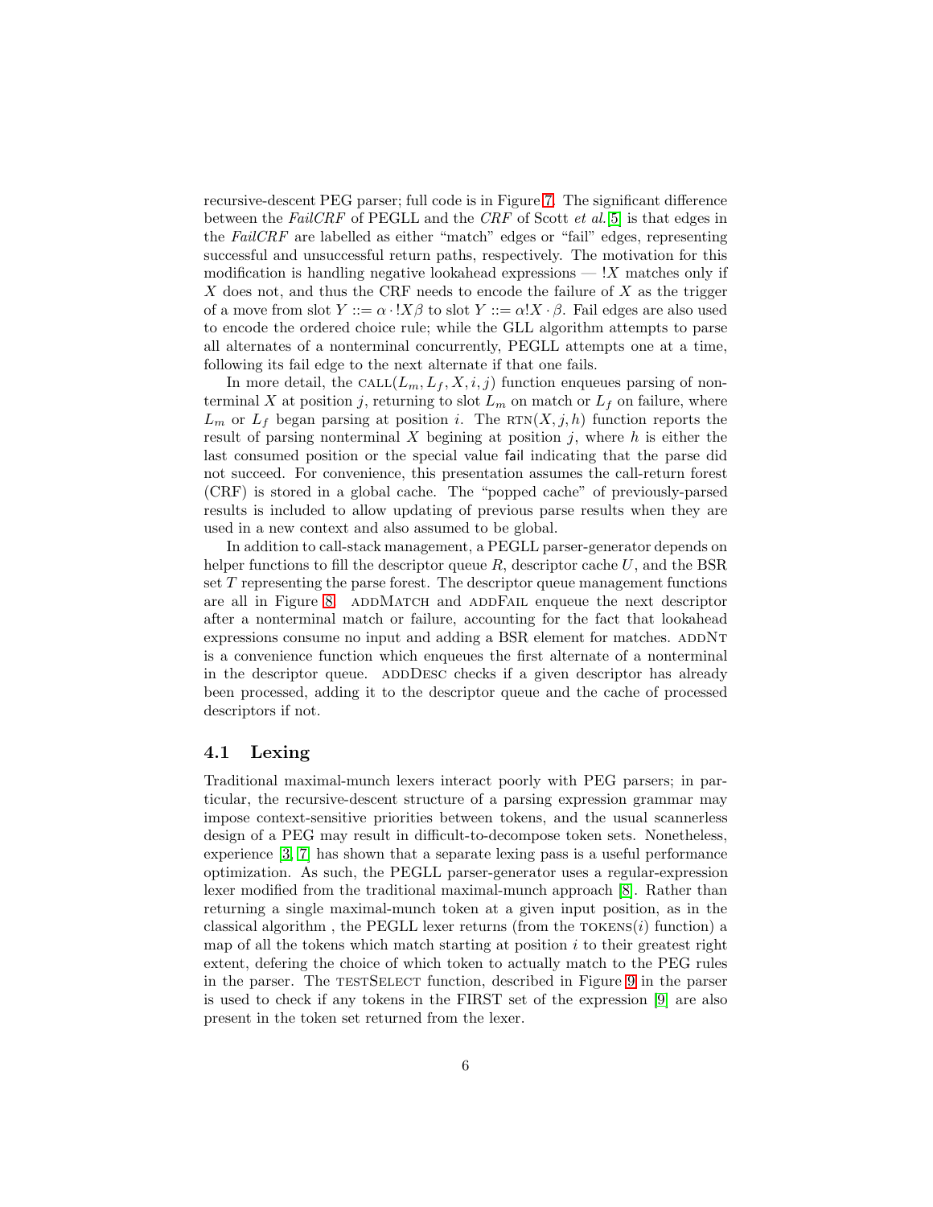recursive-descent PEG parser; full code is in Figure 7. The significant difference between the *FailCRF* of PEGLL and the *CRF* of Scott *et al.*[5] is that edges in the *FailCRF* are labelled as either "match" edges or "fail" edges, representing successful and unsuccessful return paths, respectively. The motivation for this modification is handling negative lookahead expressions — $!X$ matches only if $X$ does not, and thus the CRF needs to encode the failure of $X$ as the trigger of a move from slot $Y ::= \alpha \cdot !X\beta$ to slot $Y ::= \alpha !X \cdot \beta$. Fail edges are also used to encode the ordered choice rule; while the GLL algorithm attempts to parse all alternates of a nonterminal concurrently, PEGLL attempts one at a time, following its fail edge to the next alternate if that one fails.

In more detail, the $\textsc{call}(L_m, L_f, X, i, j)$ function enqueues parsing of nonterminal $X$ at position $j$, returning to slot $L_m$ on match or $L_f$ on failure, where $L_m$ or $L_f$ began parsing at position $i$. The $\textsc{rtn}(X, j, h)$ function reports the result of parsing nonterminal $X$ begining at position $j$, where $h$ is either the last consumed position or the special value $\mathsf{fail}$ indicating that the parse did not succeed. For convenience, this presentation assumes the call-return forest (CRF) is stored in a global cache. The "popped cache" of previously-parsed results is included to allow updating of previous parse results when they are used in a new context and also assumed to be global.

In addition to call-stack management, a PEGLL parser-generator depends on helper functions to fill the descriptor queue $R$, descriptor cache $U$, and the BSR set $T$ representing the parse forest. The descriptor queue management functions are all in Figure 8. addMatch and addFail enqueue the next descriptor after a nonterminal match or failure, accounting for the fact that lookahead expressions consume no input and adding a BSR element for matches. addNt is a convenience function which enqueues the first alternate of a nonterminal in the descriptor queue. addDesc checks if a given descriptor has already been processed, adding it to the descriptor queue and the cache of processed descriptors if not.

### 4.1 Lexing

Traditional maximal-munch lexers interact poorly with PEG parsers; in particular, the recursive-descent structure of a parsing expression grammar may impose context-sensitive priorities between tokens, and the usual scannerless design of a PEG may result in difficult-to-decompose token sets. Nonetheless, experience [3, 7] has shown that a separate lexing pass is a useful performance optimization. As such, the PEGLL parser-generator uses a regular-expression lexer modified from the traditional maximal-munch approach [8]. Rather than returning a single maximal-munch token at a given input position, as in the classical algorithm , the PEGLL lexer returns (from the $\textsc{tokens}(i)$ function) a map of all the tokens which match starting at position $i$ to their greatest right extent, defering the choice of which token to actually match to the PEG rules in the parser. The testSelect function, described in Figure 9 in the parser is used to check if any tokens in the FIRST set of the expression [9] are also present in the token set returned from the lexer.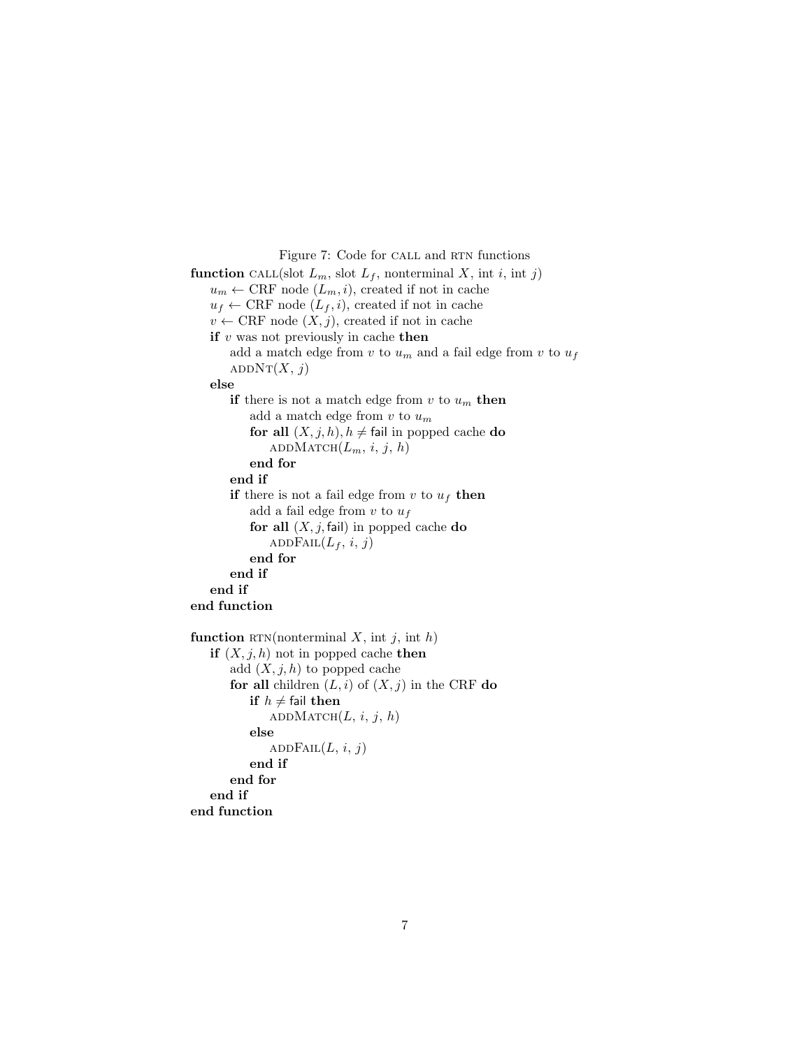Figure 7: Code for CALL and RTN functions

```
function CALL(slot L_m, slot L_f, nonterminal X, int i, int j)
    u_m ← CRF node (L_m, i), created if not in cache
    u_f ← CRF node (L_f, i), created if not in cache
    v ← CRF node (X, j), created if not in cache
    if v was not previously in cache then
        add a match edge from v to u_m and a fail edge from v to u_f
        ADDNT(X, j)
    else
        if there is not a match edge from v to u_m then
            add a match edge from v to u_m
            for all (X, j, h), h ≠ fail in popped cache do
                ADDMATCH(L_m, i, j, h)
            end for
        end if
        if there is not a fail edge from v to u_f then
            add a fail edge from v to u_f
            for all (X, j, fail) in popped cache do
                ADDFAIL(L_f, i, j)
            end for
        end if
    end if
end function

function RTN(nonterminal X, int j, int h)
    if (X, j, h) not in popped cache then
        add (X, j, h) to popped cache
        for all children (L, i) of (X, j) in the CRF do
            if h ≠ fail then
                ADDMATCH(L, i, j, h)
            else
                ADDFAIL(L, i, j)
            end if
        end for
    end if
end function
```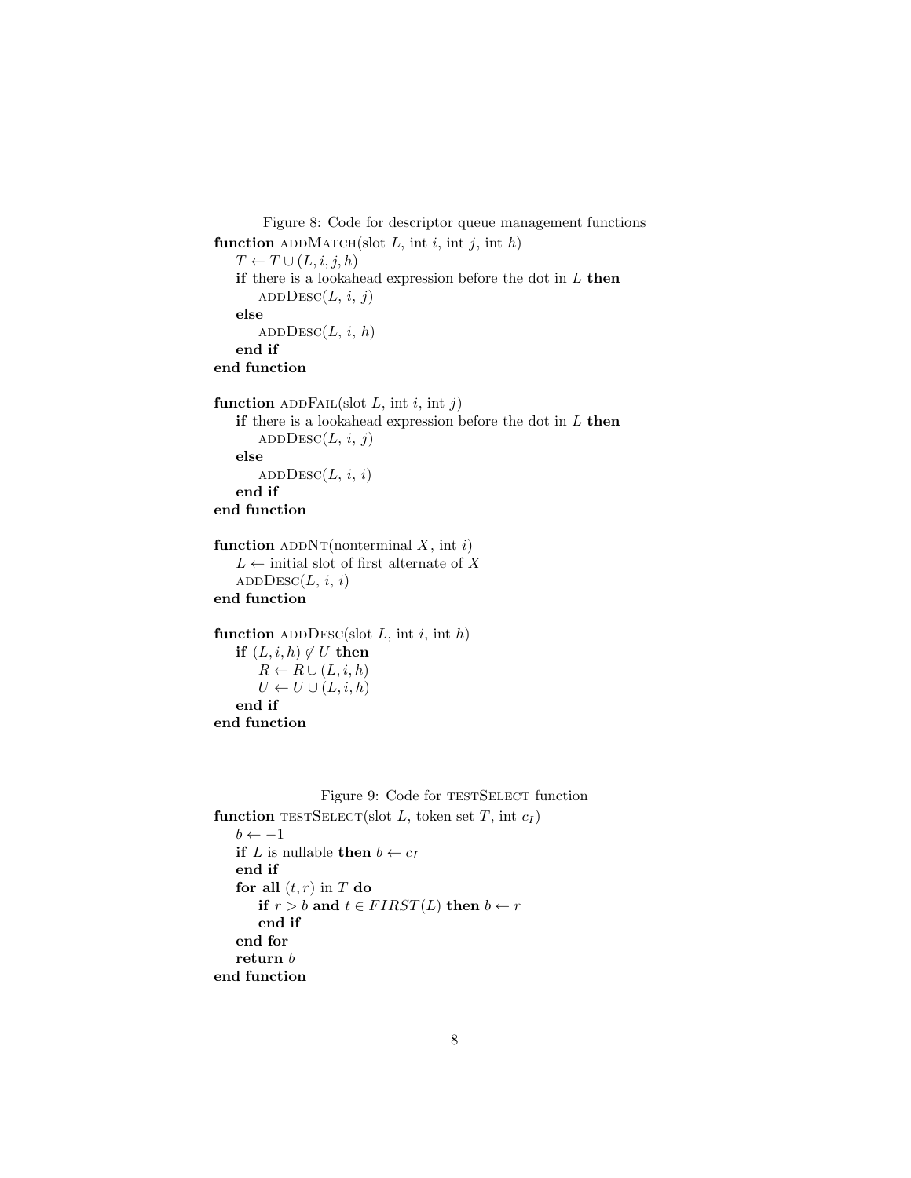Figure 8: Code for descriptor queue management functions

```
function addMatch(slot L, int i, int j, int h)
    T ← T ∪ (L, i, j, h)
    if there is a lookahead expression before the dot in L then
        addDesc(L, i, j)
    else
        addDesc(L, i, h)
    end if
end function

function addFail(slot L, int i, int j)
    if there is a lookahead expression before the dot in L then
        addDesc(L, i, j)
    else
        addDesc(L, i, i)
    end if
end function

function addNt(nonterminal X, int i)
    L ← initial slot of first alternate of X
    addDesc(L, i, i)
end function

function addDesc(slot L, int i, int h)
    if (L, i, h) ∉ U then
        R ← R ∪ (L, i, h)
        U ← U ∪ (L, i, h)
    end if
end function
```

Figure 9: Code for testSelect function

```
function testSelect(slot L, token set T, int c_I)
    b ← −1
    if L is nullable then b ← c_I
    end if
    for all (t, r) in T do
        if r > b and t ∈ FIRST(L) then b ← r
        end if
    end for
    return b
end function
```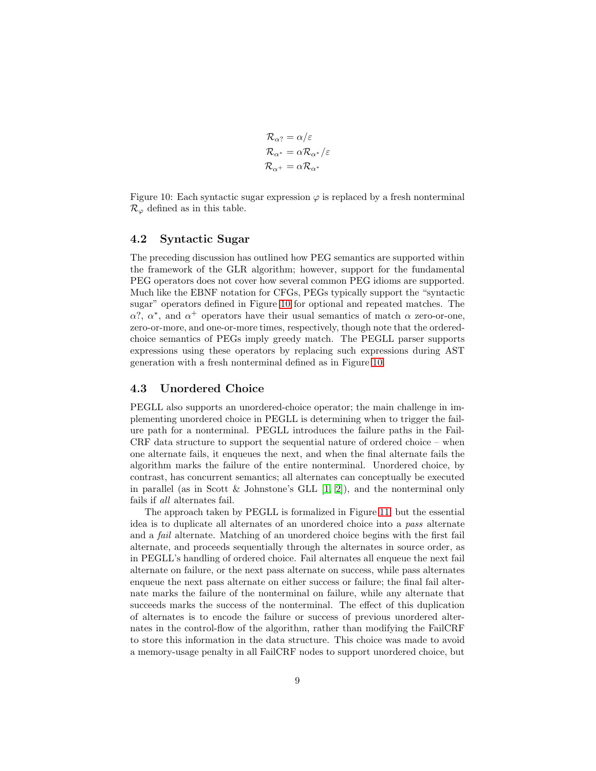$$
\begin{aligned}
\mathcal{R}_{\alpha?} &= \alpha/\varepsilon \\
\mathcal{R}_{\alpha^*} &= \alpha\mathcal{R}_{\alpha^*}/\varepsilon \\
\mathcal{R}_{\alpha^+} &= \alpha\mathcal{R}_{\alpha^*}
\end{aligned}
$$

Figure 10: Each syntactic sugar expression $\varphi$ is replaced by a fresh nonterminal $\mathcal{R}_\varphi$ defined as in this table.

## 4.2 Syntactic Sugar

The preceding discussion has outlined how PEG semantics are supported within the framework of the GLR algorithm; however, support for the fundamental PEG operators does not cover how several common PEG idioms are supported. Much like the EBNF notation for CFGs, PEGs typically support the "syntactic sugar" operators defined in Figure 10 for optional and repeated matches. The $\alpha?$, $\alpha^*$, and $\alpha^+$ operators have their usual semantics of match $\alpha$ zero-or-one, zero-or-more, and one-or-more times, respectively, though note that the ordered-choice semantics of PEGs imply greedy match. The PEGLL parser supports expressions using these operators by replacing such expressions during AST generation with a fresh nonterminal defined as in Figure 10.

## 4.3 Unordered Choice

PEGLL also supports an unordered-choice operator; the main challenge in implementing unordered choice in PEGLL is determining when to trigger the failure path for a nonterminal. PEGLL introduces the failure paths in the FailCRF data structure to support the sequential nature of ordered choice – when one alternate fails, it enqueues the next, and when the final alternate fails the algorithm marks the failure of the entire nonterminal. Unordered choice, by contrast, has concurrent semantics; all alternates can conceptually be executed in parallel (as in Scott & Johnstone's GLL [1, 2]), and the nonterminal only fails if *all* alternates fail.

The approach taken by PEGLL is formalized in Figure 11, but the essential idea is to duplicate all alternates of an unordered choice into a *pass* alternate and a *fail* alternate. Matching of an unordered choice begins with the first fail alternate, and proceeds sequentially through the alternates in source order, as in PEGLL's handling of ordered choice. Fail alternates all enqueue the next fail alternate on failure, or the next pass alternate on success, while pass alternates enqueue the next pass alternate on either success or failure; the final fail alternate marks the failure of the nonterminal on failure, while any alternate that succeeds marks the success of the nonterminal. The effect of this duplication of alternates is to encode the failure or success of previous unordered alternates in the control-flow of the algorithm, rather than modifying the FailCRF to store this information in the data structure. This choice was made to avoid a memory-usage penalty in all FailCRF nodes to support unordered choice, but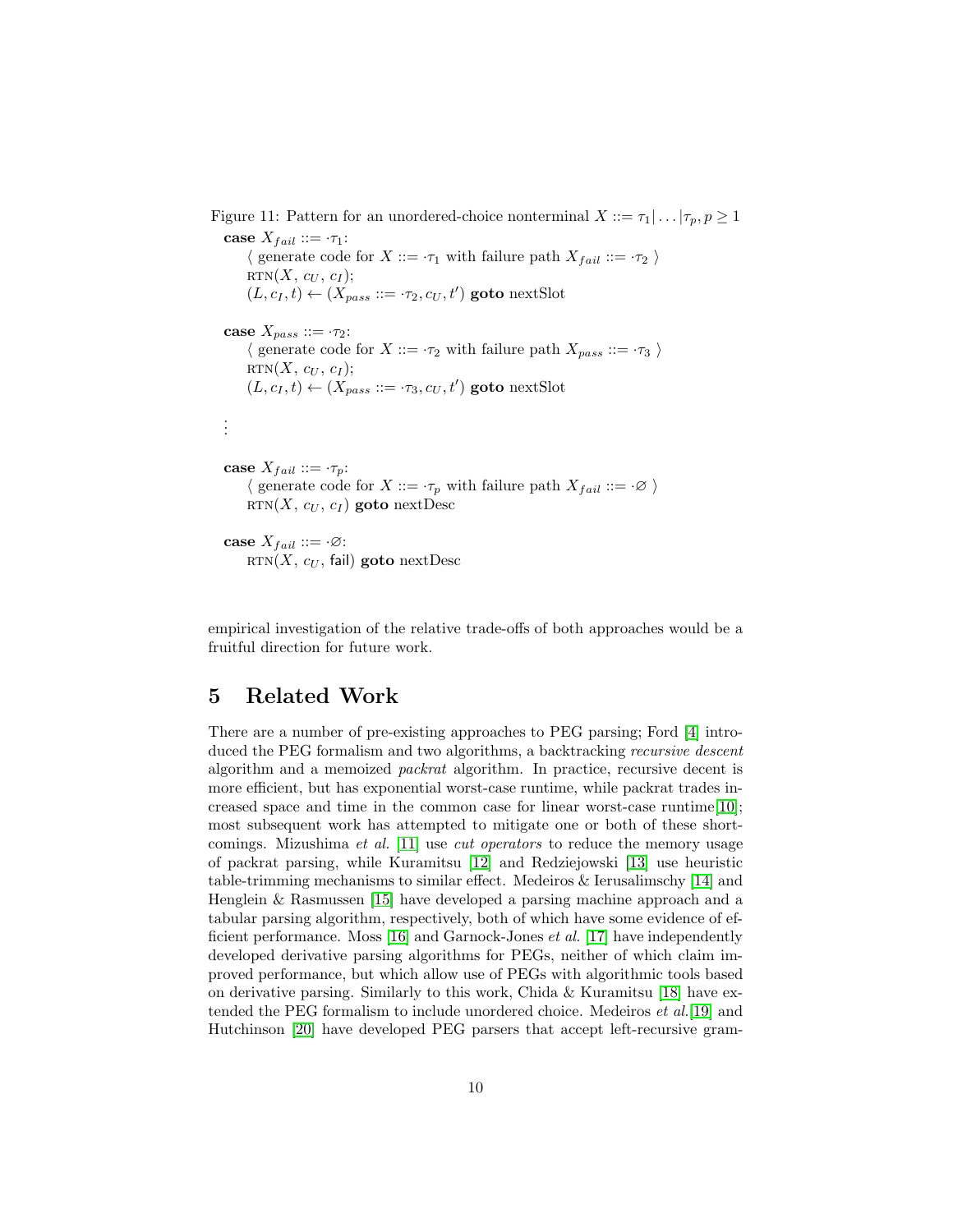Figure 11: Pattern for an unordered-choice nonterminal $X ::= \tau_1 | \dots | \tau_p, p \geq 1$

**case** $X_{fail} ::= \cdot\tau_1$:
  $\langle$ generate code for $X ::= \cdot\tau_1$ with failure path $X_{fail} ::= \cdot\tau_2$ $\rangle$
  $\textsc{rtn}(X, c_U, c_I)$;
  $(L, c_I, t) \leftarrow (X_{pass} ::= \cdot\tau_2, c_U, t')$ **goto** nextSlot

**case** $X_{pass} ::= \cdot\tau_2$:
  $\langle$ generate code for $X ::= \cdot\tau_2$ with failure path $X_{pass} ::= \cdot\tau_3$ $\rangle$
  $\textsc{rtn}(X, c_U, c_I)$;
  $(L, c_I, t) \leftarrow (X_{pass} ::= \cdot\tau_3, c_U, t')$ **goto** nextSlot

⋮

**case** $X_{fail} ::= \cdot\tau_p$:
  $\langle$ generate code for $X ::= \cdot\tau_p$ with failure path $X_{fail} ::= \cdot\varnothing$ $\rangle$
  $\textsc{rtn}(X, c_U, c_I)$ **goto** nextDesc

**case** $X_{fail} ::= \cdot\varnothing$:
  $\textsc{rtn}(X, c_U, \mathsf{fail})$ **goto** nextDesc

empirical investigation of the relative trade-offs of both approaches would be a fruitful direction for future work.

## 5 Related Work

There are a number of pre-existing approaches to PEG parsing; Ford [4] introduced the PEG formalism and two algorithms, a backtracking *recursive descent* algorithm and a memoized *packrat* algorithm. In practice, recursive decent is more efficient, but has exponential worst-case runtime, while packrat trades increased space and time in the common case for linear worst-case runtime[10]; most subsequent work has attempted to mitigate one or both of these shortcomings. Mizushima *et al.* [11] use *cut operators* to reduce the memory usage of packrat parsing, while Kuramitsu [12] and Redziejowski [13] use heuristic table-trimming mechanisms to similar effect. Medeiros & Ierusalimschy [14] and Henglein & Rasmussen [15] have developed a parsing machine approach and a tabular parsing algorithm, respectively, both of which have some evidence of efficient performance. Moss [16] and Garnock-Jones *et al.* [17] have independently developed derivative parsing algorithms for PEGs, neither of which claim improved performance, but which allow use of PEGs with algorithmic tools based on derivative parsing. Similarly to this work, Chida & Kuramitsu [18] have extended the PEG formalism to include unordered choice. Medeiros *et al.*[19] and Hutchinson [20] have developed PEG parsers that accept left-recursive gram-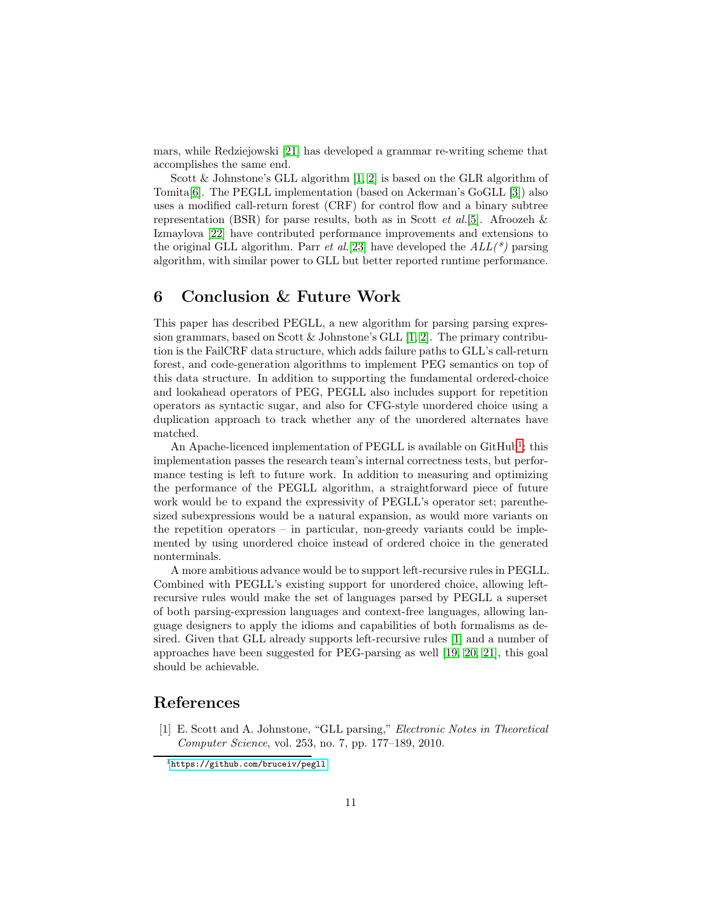mars, while Redziejowski [21] has developed a grammar re-writing scheme that accomplishes the same end.

Scott & Johnstone's GLL algorithm [1, 2] is based on the GLR algorithm of Tomita[6]. The PEGLL implementation (based on Ackerman's GoGLL [3]) also uses a modified call-return forest (CRF) for control flow and a binary subtree representation (BSR) for parse results, both as in Scott *et al.*[5]. Afroozeh & Izmaylova [22] have contributed performance improvements and extensions to the original GLL algorithm. Parr *et al.*[23] have developed the *ALL(*)* parsing algorithm, with similar power to GLL but better reported runtime performance.

## 6 Conclusion & Future Work

This paper has described PEGLL, a new algorithm for parsing parsing expression grammars, based on Scott & Johnstone's GLL [1, 2]. The primary contribution is the FailCRF data structure, which adds failure paths to GLL's call-return forest, and code-generation algorithms to implement PEG semantics on top of this data structure. In addition to supporting the fundamental ordered-choice and lookahead operators of PEG, PEGLL also includes support for repetition operators as syntactic sugar, and also for CFG-style unordered choice using a duplication approach to track whether any of the unordered alternates have matched.

An Apache-licenced implementation of PEGLL is available on GitHub[1]; this implementation passes the research team's internal correctness tests, but performance testing is left to future work. In addition to measuring and optimizing the performance of the PEGLL algorithm, a straightforward piece of future work would be to expand the expressivity of PEGLL's operator set; parenthesized subexpressions would be a natural expansion, as would more variants on the repetition operators – in particular, non-greedy variants could be implemented by using unordered choice instead of ordered choice in the generated nonterminals.

A more ambitious advance would be to support left-recursive rules in PEGLL. Combined with PEGLL's existing support for unordered choice, allowing left-recursive rules would make the set of languages parsed by PEGLL a superset of both parsing-expression languages and context-free languages, allowing language designers to apply the idioms and capabilities of both formalisms as desired. Given that GLL already supports left-recursive rules [1] and a number of approaches have been suggested for PEG-parsing as well [19, 20, 21], this goal should be achievable.

## References

[1] E. Scott and A. Johnstone, "GLL parsing," *Electronic Notes in Theoretical Computer Science*, vol. 253, no. 7, pp. 177–189, 2010.

[1] https://github.com/bruceiv/pegll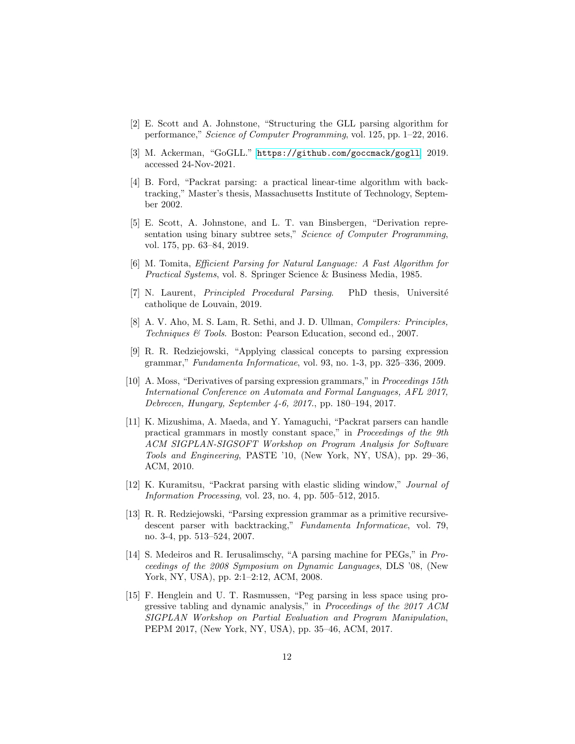[2] E. Scott and A. Johnstone, "Structuring the GLL parsing algorithm for performance," *Science of Computer Programming*, vol. 125, pp. 1–22, 2016.

[3] M. Ackerman, "GoGLL." https://github.com/goccmack/gogll, 2019. accessed 24-Nov-2021.

[4] B. Ford, "Packrat parsing: a practical linear-time algorithm with backtracking," Master's thesis, Massachusetts Institute of Technology, September 2002.

[5] E. Scott, A. Johnstone, and L. T. van Binsbergen, "Derivation representation using binary subtree sets," *Science of Computer Programming*, vol. 175, pp. 63–84, 2019.

[6] M. Tomita, *Efficient Parsing for Natural Language: A Fast Algorithm for Practical Systems*, vol. 8. Springer Science & Business Media, 1985.

[7] N. Laurent, *Principled Procedural Parsing*. PhD thesis, Université catholique de Louvain, 2019.

[8] A. V. Aho, M. S. Lam, R. Sethi, and J. D. Ullman, *Compilers: Principles, Techniques & Tools*. Boston: Pearson Education, second ed., 2007.

[9] R. R. Redziejowski, "Applying classical concepts to parsing expression grammar," *Fundamenta Informaticae*, vol. 93, no. 1-3, pp. 325–336, 2009.

[10] A. Moss, "Derivatives of parsing expression grammars," in *Proceedings 15th International Conference on Automata and Formal Languages, AFL 2017, Debrecen, Hungary, September 4-6, 2017.*, pp. 180–194, 2017.

[11] K. Mizushima, A. Maeda, and Y. Yamaguchi, "Packrat parsers can handle practical grammars in mostly constant space," in *Proceedings of the 9th ACM SIGPLAN-SIGSOFT Workshop on Program Analysis for Software Tools and Engineering*, PASTE '10, (New York, NY, USA), pp. 29–36, ACM, 2010.

[12] K. Kuramitsu, "Packrat parsing with elastic sliding window," *Journal of Information Processing*, vol. 23, no. 4, pp. 505–512, 2015.

[13] R. R. Redziejowski, "Parsing expression grammar as a primitive recursive-descent parser with backtracking," *Fundamenta Informaticae*, vol. 79, no. 3-4, pp. 513–524, 2007.

[14] S. Medeiros and R. Ierusalimschy, "A parsing machine for PEGs," in *Proceedings of the 2008 Symposium on Dynamic Languages*, DLS '08, (New York, NY, USA), pp. 2:1–2:12, ACM, 2008.

[15] F. Henglein and U. T. Rasmussen, "Peg parsing in less space using progressive tabling and dynamic analysis," in *Proceedings of the 2017 ACM SIGPLAN Workshop on Partial Evaluation and Program Manipulation*, PEPM 2017, (New York, NY, USA), pp. 35–46, ACM, 2017.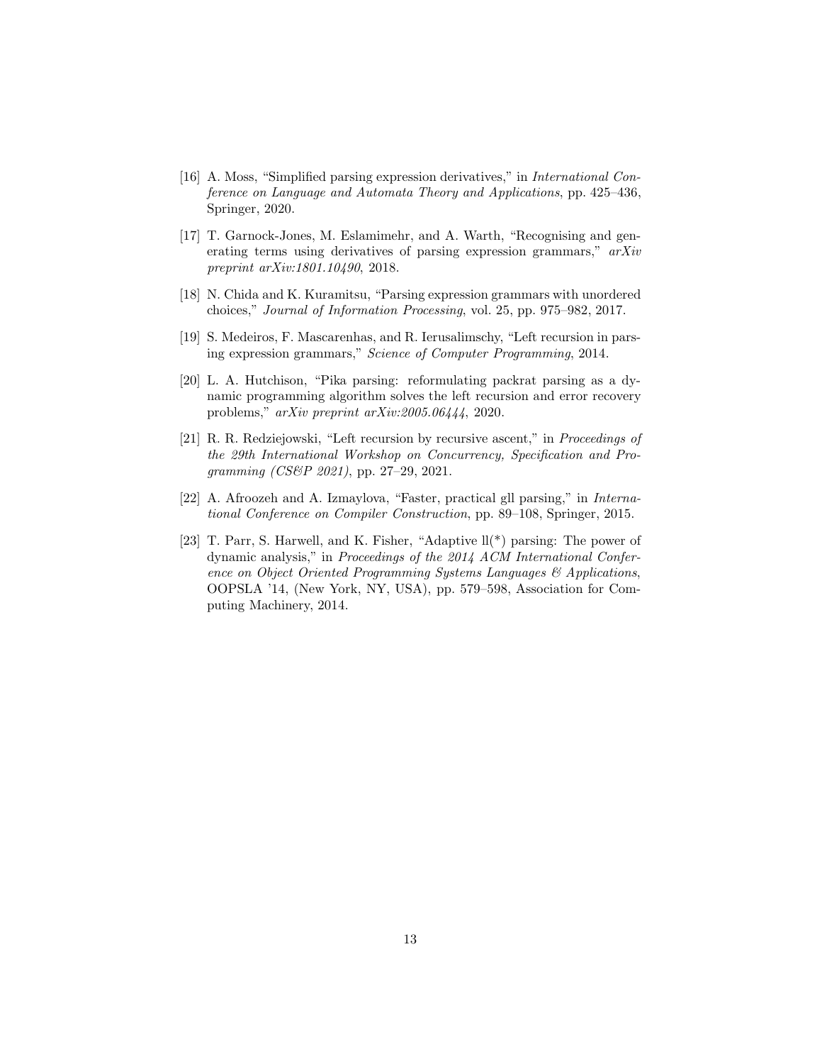[16] A. Moss, "Simplified parsing expression derivatives," in *International Conference on Language and Automata Theory and Applications*, pp. 425–436, Springer, 2020.

[17] T. Garnock-Jones, M. Eslamimehr, and A. Warth, "Recognising and generating terms using derivatives of parsing expression grammars," *arXiv preprint arXiv:1801.10490*, 2018.

[18] N. Chida and K. Kuramitsu, "Parsing expression grammars with unordered choices," *Journal of Information Processing*, vol. 25, pp. 975–982, 2017.

[19] S. Medeiros, F. Mascarenhas, and R. Ierusalimschy, "Left recursion in parsing expression grammars," *Science of Computer Programming*, 2014.

[20] L. A. Hutchison, "Pika parsing: reformulating packrat parsing as a dynamic programming algorithm solves the left recursion and error recovery problems," *arXiv preprint arXiv:2005.06444*, 2020.

[21] R. R. Redziejowski, "Left recursion by recursive ascent," in *Proceedings of the 29th International Workshop on Concurrency, Specification and Programming (CS&P 2021)*, pp. 27–29, 2021.

[22] A. Afroozeh and A. Izmaylova, "Faster, practical gll parsing," in *International Conference on Compiler Construction*, pp. 89–108, Springer, 2015.

[23] T. Parr, S. Harwell, and K. Fisher, "Adaptive ll(*) parsing: The power of dynamic analysis," in *Proceedings of the 2014 ACM International Conference on Object Oriented Programming Systems Languages & Applications*, OOPSLA '14, (New York, NY, USA), pp. 579–598, Association for Computing Machinery, 2014.